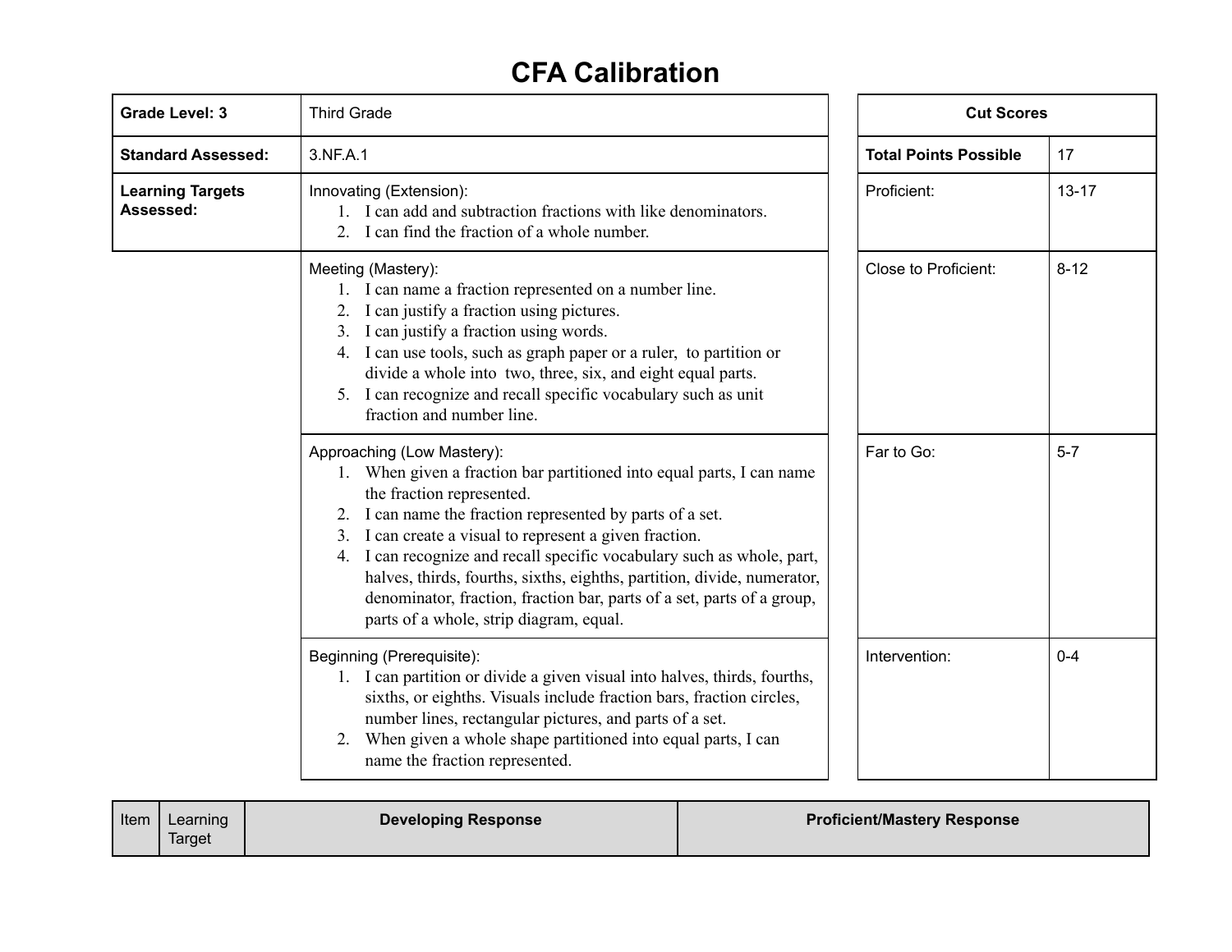# CFA Calibration

| **Grade Level: 3** | Third Grade |
|---|---|
| **Standard Assessed:** | 3.NF.A.1 |
| **Learning Targets Assessed:** | Innovating (Extension):<br>1. I can add and subtraction fractions with like denominators.<br>2. I can find the fraction of a whole number. |
| | Meeting (Mastery):<br>1. I can name a fraction represented on a number line.<br>2. I can justify a fraction using pictures.<br>3. I can justify a fraction using words.<br>4. I can use tools, such as graph paper or a ruler, to partition or divide a whole into two, three, six, and eight equal parts.<br>5. I can recognize and recall specific vocabulary such as unit fraction and number line. |
| | Approaching (Low Mastery):<br>1. When given a fraction bar partitioned into equal parts, I can name the fraction represented.<br>2. I can name the fraction represented by parts of a set.<br>3. I can create a visual to represent a given fraction.<br>4. I can recognize and recall specific vocabulary such as whole, part, halves, thirds, fourths, sixths, eighths, partition, divide, numerator, denominator, fraction, fraction bar, parts of a set, parts of a group, parts of a whole, strip diagram, equal. |
| | Beginning (Prerequisite):<br>1. I can partition or divide a given visual into halves, thirds, fourths, sixths, or eighths. Visuals include fraction bars, fraction circles, number lines, rectangular pictures, and parts of a set.<br>2. When given a whole shape partitioned into equal parts, I can name the fraction represented. |

| **Cut Scores** | |
|---|---|
| **Total Points Possible** | 17 |
| Proficient: | 13-17 |
| Close to Proficient: | 8-12 |
| Far to Go: | 5-7 |
| Intervention: | 0-4 |

| Item | Learning Target | **Developing Response** | **Proficient/Mastery Response** |
|---|---|---|---|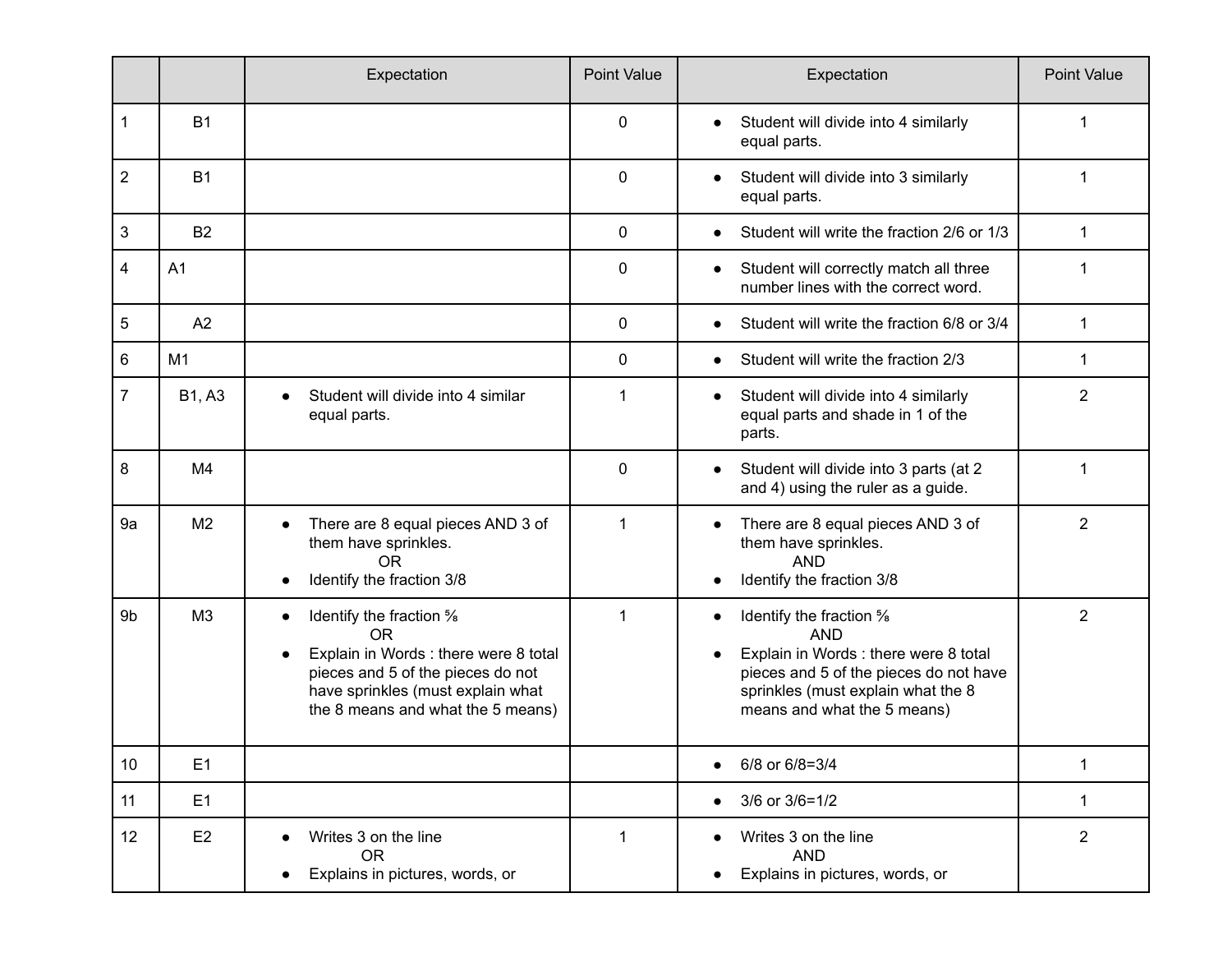| | | Expectation | Point Value | Expectation | Point Value |
|---|---|---|---|---|---|
| 1 | B1 | | 0 | • Student will divide into 4 similarly equal parts. | 1 |
| 2 | B1 | | 0 | • Student will divide into 3 similarly equal parts. | 1 |
| 3 | B2 | | 0 | • Student will write the fraction 2/6 or 1/3 | 1 |
| 4 | A1 | | 0 | • Student will correctly match all three number lines with the correct word. | 1 |
| 5 | A2 | | 0 | • Student will write the fraction 6/8 or 3/4 | 1 |
| 6 | M1 | | 0 | • Student will write the fraction 2/3 | 1 |
| 7 | B1, A3 | • Student will divide into 4 similar equal parts. | 1 | • Student will divide into 4 similarly equal parts and shade in 1 of the parts. | 2 |
| 8 | M4 | | 0 | • Student will divide into 3 parts (at 2 and 4) using the ruler as a guide. | 1 |
| 9a | M2 | • There are 8 equal pieces AND 3 of them have sprinkles.<br>OR<br>• Identify the fraction 3/8 | 1 | • There are 8 equal pieces AND 3 of them have sprinkles.<br>AND<br>• Identify the fraction 3/8 | 2 |
| 9b | M3 | • Identify the fraction 5/8<br>OR<br>• Explain in Words : there were 8 total pieces and 5 of the pieces do not have sprinkles (must explain what the 8 means and what the 5 means) | 1 | • Identify the fraction 5/8<br>AND<br>• Explain in Words : there were 8 total pieces and 5 of the pieces do not have sprinkles (must explain what the 8 means and what the 5 means) | 2 |
| 10 | E1 | | | • 6/8 or 6/8=3/4 | 1 |
| 11 | E1 | | | • 3/6 or 3/6=1/2 | 1 |
| 12 | E2 | • Writes 3 on the line<br>OR<br>• Explains in pictures, words, or | 1 | • Writes 3 on the line<br>AND<br>• Explains in pictures, words, or | 2 |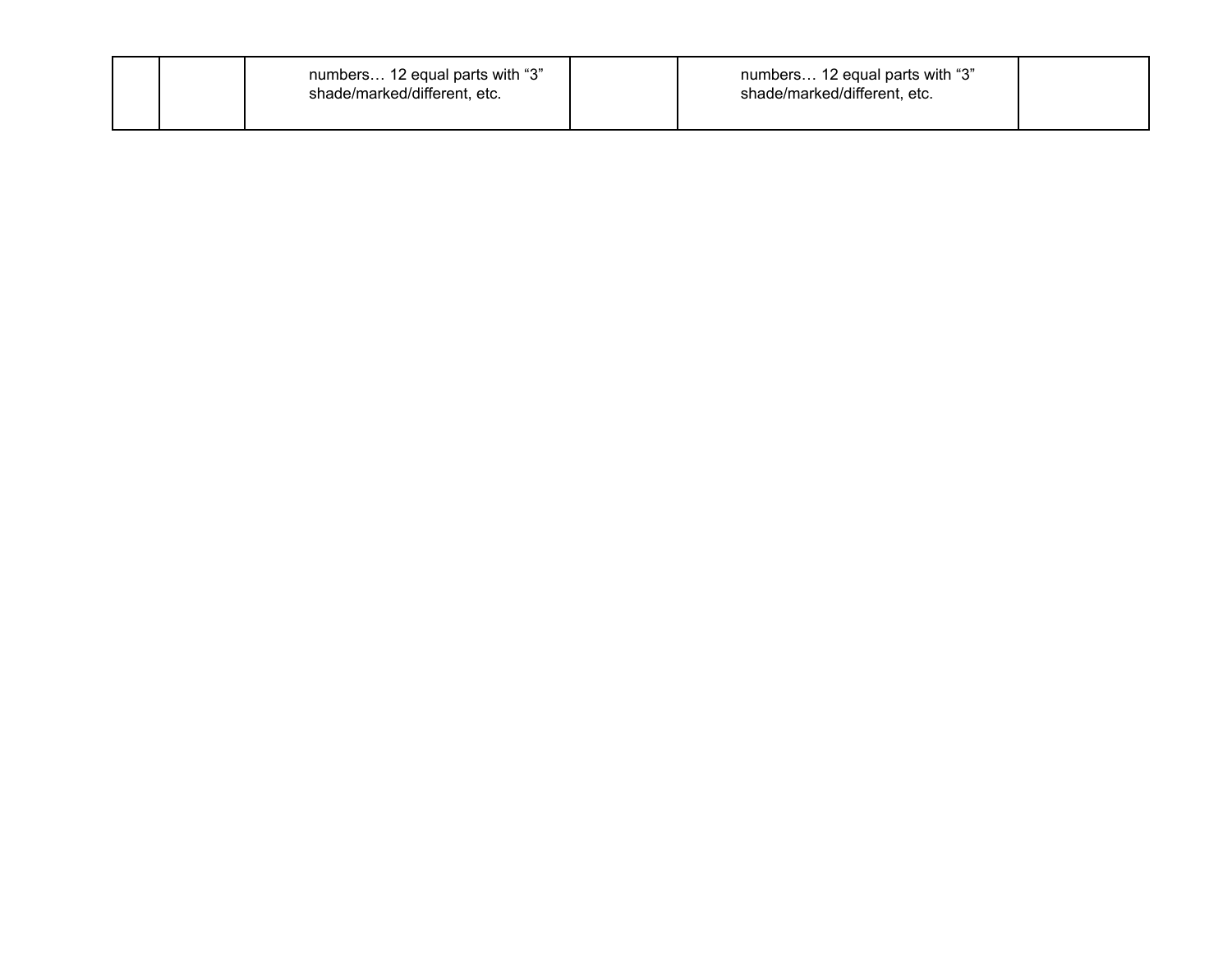| | | | | | |
|---|---|---|---|---|---|
| | | numbers… 12 equal parts with “3” shade/marked/different, etc. | | numbers… 12 equal parts with “3” shade/marked/different, etc. | |